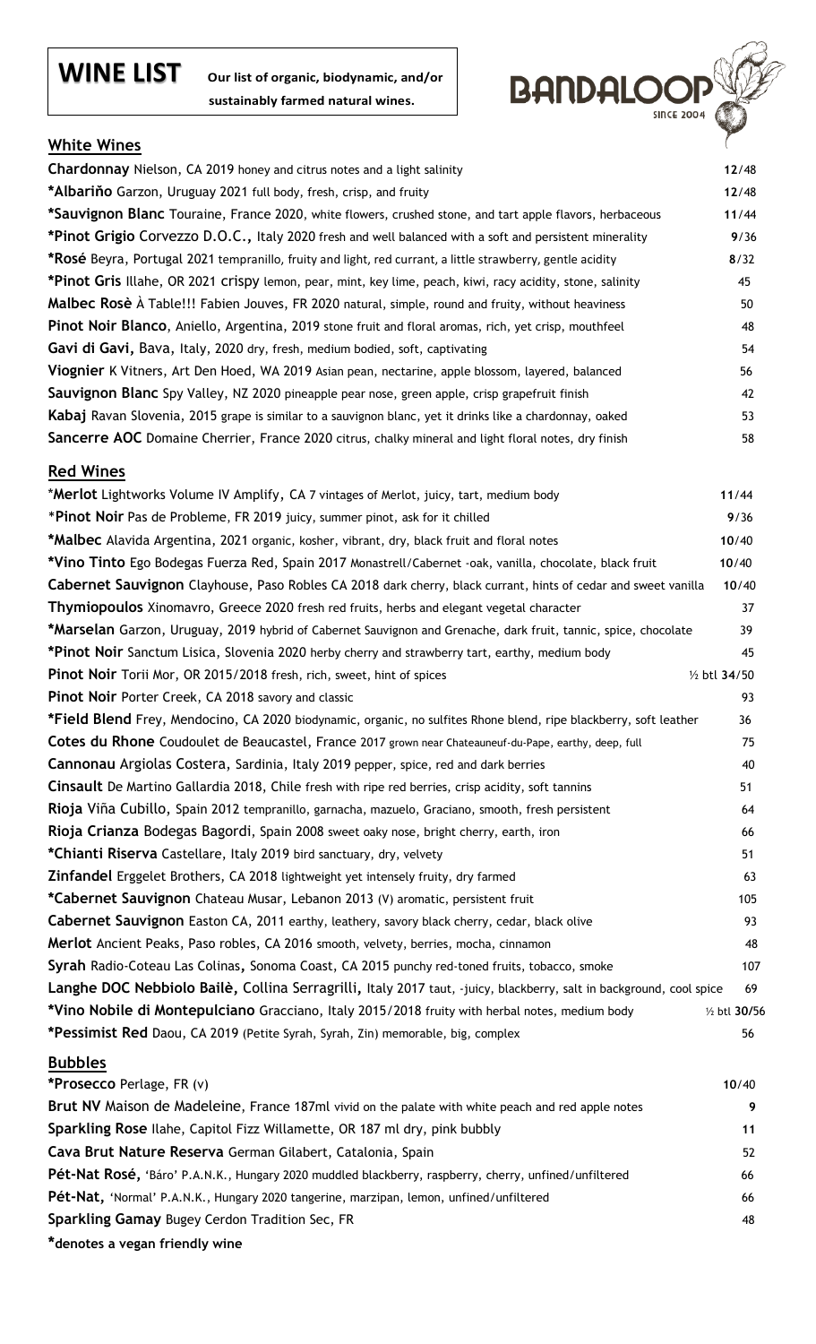# WINE LIST

**Our list of organic, biodynamic, and/or sustainably farmed natural wines.**

BANDALOOP SINCE 2004

## White Wines

| Wine | Price |
|---|---|
| **Chardonnay** Nielson, CA 2019 honey and citrus notes and a light salinity | 12/48 |
| ***Albariño** Garzon, Uruguay 2021 full body, fresh, crisp, and fruity | 12/48 |
| ***Sauvignon Blanc** Touraine, France 2020, white flowers, crushed stone, and tart apple flavors, herbaceous | 11/44 |
| ***Pinot Grigio** Corvezzo D.O.C., Italy 2020 fresh and well balanced with a soft and persistent minerality | 9/36 |
| ***Rosé** Beyra, Portugal 2021 tempranillo, fruity and light, red currant, a little strawberry, gentle acidity | 8/32 |
| ***Pinot Gris** Illahe, OR 2021 crispy lemon, pear, mint, key lime, peach, kiwi, racy acidity, stone, salinity | 45 |
| **Malbec Rosè** À Table!!! Fabien Jouves, FR 2020 natural, simple, round and fruity, without heaviness | 50 |
| **Pinot Noir Blanco**, Aniello, Argentina, 2019 stone fruit and floral aromas, rich, yet crisp, mouthfeel | 48 |
| **Gavi di Gavi,** Bava, Italy, 2020 dry, fresh, medium bodied, soft, captivating | 54 |
| **Viognier** K Vitners, Art Den Hoed, WA 2019 Asian pean, nectarine, apple blossom, layered, balanced | 56 |
| **Sauvignon Blanc** Spy Valley, NZ 2020 pineapple pear nose, green apple, crisp grapefruit finish | 42 |
| **Kabaj** Ravan Slovenia, 2015 grape is similar to a sauvignon blanc, yet it drinks like a chardonnay, oaked | 53 |
| **Sancerre AOC** Domaine Cherrier, France 2020 citrus, chalky mineral and light floral notes, dry finish | 58 |

## Red Wines

| Wine | Price |
|---|---|
| ***Merlot** Lightworks Volume IV Amplify, CA 7 vintages of Merlot, juicy, tart, medium body | 11/44 |
| ***Pinot Noir** Pas de Probleme, FR 2019 juicy, summer pinot, ask for it chilled | 9/36 |
| ***Malbec** Alavida Argentina, 2021 organic, kosher, vibrant, dry, black fruit and floral notes | 10/40 |
| ***Vino Tinto** Ego Bodegas Fuerza Red, Spain 2017 Monastrell/Cabernet -oak, vanilla, chocolate, black fruit | 10/40 |
| **Cabernet Sauvignon** Clayhouse, Paso Robles CA 2018 dark cherry, black currant, hints of cedar and sweet vanilla | 10/40 |
| **Thymiopoulos** Xinomavro, Greece 2020 fresh red fruits, herbs and elegant vegetal character | 37 |
| ***Marselan** Garzon, Uruguay, 2019 hybrid of Cabernet Sauvignon and Grenache, dark fruit, tannic, spice, chocolate | 39 |
| ***Pinot Noir** Sanctum Lisica, Slovenia 2020 herby cherry and strawberry tart, earthy, medium body | 45 |
| **Pinot Noir** Torii Mor, OR 2015/2018 fresh, rich, sweet, hint of spices | ½ btl 34/50 |
| **Pinot Noir** Porter Creek, CA 2018 savory and classic | 93 |
| ***Field Blend** Frey, Mendocino, CA 2020 biodynamic, organic, no sulfites Rhone blend, ripe blackberry, soft leather | 36 |
| **Cotes du Rhone** Coudoulet de Beaucastel, France 2017 grown near Chateauneuf-du-Pape, earthy, deep, full | 75 |
| **Cannonau** Argiolas Costera, Sardinia, Italy 2019 pepper, spice, red and dark berries | 40 |
| **Cinsault** De Martino Gallardia 2018, Chile fresh with ripe red berries, crisp acidity, soft tannins | 51 |
| **Rioja** Viña Cubillo, Spain 2012 tempranillo, garnacha, mazuelo, Graciano, smooth, fresh persistent | 64 |
| **Rioja Crianza** Bodegas Bagordi, Spain 2008 sweet oaky nose, bright cherry, earth, iron | 66 |
| ***Chianti Riserva** Castellare, Italy 2019 bird sanctuary, dry, velvety | 51 |
| **Zinfandel** Erggelet Brothers, CA 2018 lightweight yet intensely fruity, dry farmed | 63 |
| ***Cabernet Sauvignon** Chateau Musar, Lebanon 2013 (V) aromatic, persistent fruit | 105 |
| **Cabernet Sauvignon** Easton CA, 2011 earthy, leathery, savory black cherry, cedar, black olive | 93 |
| **Merlot** Ancient Peaks, Paso robles, CA 2016 smooth, velvety, berries, mocha, cinnamon | 48 |
| **Syrah** Radio-Coteau Las Colinas, Sonoma Coast, CA 2015 punchy red-toned fruits, tobacco, smoke | 107 |
| **Langhe DOC Nebbiolo Bailè**, Collina Serragrilli, Italy 2017 taut, -juicy, blackberry, salt in background, cool spice | 69 |
| ***Vino Nobile di Montepulciano** Gracciano, Italy 2015/2018 fruity with herbal notes, medium body | ½ btl 30/56 |
| ***Pessimist Red** Daou, CA 2019 (Petite Syrah, Syrah, Zin) memorable, big, complex | 56 |

## Bubbles

| Wine | Price |
|---|---|
| ***Prosecco** Perlage, FR (v) | 10/40 |
| **Brut NV** Maison de Madeleine, France 187ml vivid on the palate with white peach and red apple notes | 9 |
| **Sparkling Rose** Ilahe, Capitol Fizz Willamette, OR 187 ml dry, pink bubbly | 11 |
| **Cava Brut Nature Reserva** German Gilabert, Catalonia, Spain | 52 |
| **Pét-Nat Rosé,** 'Báro' P.A.N.K., Hungary 2020 muddled blackberry, raspberry, cherry, unfined/unfiltered | 66 |
| **Pét-Nat,** 'Normal' P.A.N.K., Hungary 2020 tangerine, marzipan, lemon, unfined/unfiltered | 66 |
| **Sparkling Gamay** Bugey Cerdon Tradition Sec, FR | 48 |

***denotes a vegan friendly wine**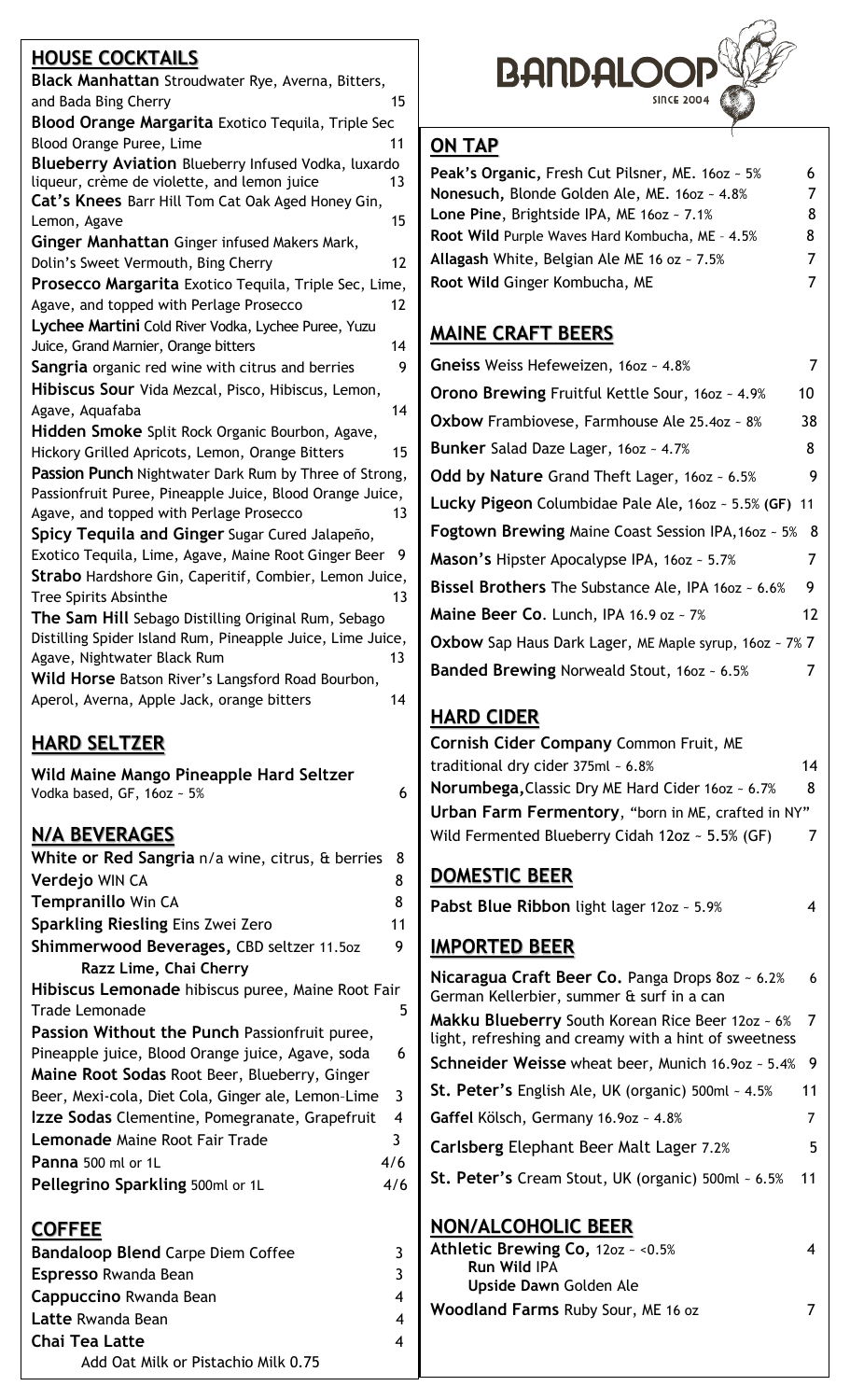## HOUSE COCKTAILS

**Black Manhattan** Stroudwater Rye, Averna, Bitters, and Bada Bing Cherry 15

**Blood Orange Margarita** Exotico Tequila, Triple Sec Blood Orange Puree, Lime 11

**Blueberry Aviation** Blueberry Infused Vodka, luxardo liqueur, crème de violette, and lemon juice 13

**Cat's Knees** Barr Hill Tom Cat Oak Aged Honey Gin, Lemon, Agave 15

**Ginger Manhattan** Ginger infused Makers Mark, Dolin's Sweet Vermouth, Bing Cherry 12

**Prosecco Margarita** Exotico Tequila, Triple Sec, Lime, Agave, and topped with Perlage Prosecco 12

**Lychee Martini** Cold River Vodka, Lychee Puree, Yuzu Juice, Grand Marnier, Orange bitters 14

**Sangria** organic red wine with citrus and berries 9

**Hibiscus Sour** Vida Mezcal, Pisco, Hibiscus, Lemon, Agave, Aquafaba 14

**Hidden Smoke** Split Rock Organic Bourbon, Agave, Hickory Grilled Apricots, Lemon, Orange Bitters 15

**Passion Punch** Nightwater Dark Rum by Three of Strong, Passionfruit Puree, Pineapple Juice, Blood Orange Juice, Agave, and topped with Perlage Prosecco 13

**Spicy Tequila and Ginger** Sugar Cured Jalapeño, Exotico Tequila, Lime, Agave, Maine Root Ginger Beer 9

**Strabo** Hardshore Gin, Caperitif, Combier, Lemon Juice, Tree Spirits Absinthe 13

**The Sam Hill** Sebago Distilling Original Rum, Sebago Distilling Spider Island Rum, Pineapple Juice, Lime Juice, Agave, Nightwater Black Rum 13

**Wild Horse** Batson River's Langsford Road Bourbon, Aperol, Averna, Apple Jack, orange bitters 14

## HARD SELTZER

**Wild Maine Mango Pineapple Hard Seltzer**
Vodka based, GF, 16oz ~ 5% 6

## N/A BEVERAGES

**White or Red Sangria** n/a wine, citrus, & berries 8

**Verdejo** WIN CA 8

**Tempranillo** Win CA 8

**Sparkling Riesling** Eins Zwei Zero 11

**Shimmerwood Beverages,** CBD seltzer 11.5oz 9
**Razz Lime, Chai Cherry**

**Hibiscus Lemonade** hibiscus puree, Maine Root Fair Trade Lemonade 5

**Passion Without the Punch** Passionfruit puree, Pineapple juice, Blood Orange juice, Agave, soda 6

**Maine Root Sodas** Root Beer, Blueberry, Ginger Beer, Mexi-cola, Diet Cola, Ginger ale, Lemon-Lime 3

**Izze Sodas** Clementine, Pomegranate, Grapefruit 4

**Lemonade** Maine Root Fair Trade 3

**Panna** 500 ml or 1L 4/6

**Pellegrino Sparkling** 500ml or 1L 4/6

## COFFEE

**Bandaloop Blend** Carpe Diem Coffee 3

**Espresso** Rwanda Bean 3

**Cappuccino** Rwanda Bean 4

**Latte** Rwanda Bean 4

**Chai Tea Latte** 4
Add Oat Milk or Pistachio Milk 0.75

# BANDALOOP
SINCE 2004

## ON TAP

**Peak's Organic,** Fresh Cut Pilsner, ME. 16oz ~ 5% 6

**Nonesuch,** Blonde Golden Ale, ME. 16oz ~ 4.8% 7

**Lone Pine**, Brightside IPA, ME 16oz ~ 7.1% 8

**Root Wild** Purple Waves Hard Kombucha, ME ~ 4.5% 8

**Allagash** White, Belgian Ale ME 16 oz ~ 7.5% 7

**Root Wild** Ginger Kombucha, ME 7

## MAINE CRAFT BEERS

**Gneiss** Weiss Hefeweizen, 16oz ~ 4.8% 7

**Orono Brewing** Fruitful Kettle Sour, 16oz ~ 4.9% 10

**Oxbow** Frambiovese, Farmhouse Ale 25.4oz ~ 8% 38

**Bunker** Salad Daze Lager, 16oz ~ 4.7% 8

**Odd by Nature** Grand Theft Lager, 16oz ~ 6.5% 9

**Lucky Pigeon** Columbidae Pale Ale, 16oz ~ 5.5% **(GF)** 11

**Fogtown Brewing** Maine Coast Session IPA,16oz ~ 5% 8

**Mason's** Hipster Apocalypse IPA, 16oz ~ 5.7% 7

**Bissel Brothers** The Substance Ale, IPA 16oz ~ 6.6% 9

**Maine Beer Co**. Lunch, IPA 16.9 oz ~ 7% 12

**Oxbow** Sap Haus Dark Lager, ME Maple syrup, 16oz ~ 7% 7

**Banded Brewing** Norweald Stout, 16oz ~ 6.5% 7

## HARD CIDER

**Cornish Cider Company** Common Fruit, ME traditional dry cider 375ml ~ 6.8% 14

**Norumbega,** Classic Dry ME Hard Cider 16oz ~ 6.7% 8

**Urban Farm Fermentory**, "born in ME, crafted in NY" Wild Fermented Blueberry Cidah 12oz ~ 5.5% (GF) 7

## DOMESTIC BEER

**Pabst Blue Ribbon** light lager 12oz ~ 5.9% 4

## IMPORTED BEER

**Nicaragua Craft Beer Co.** Panga Drops 8oz ~ 6.2% 6
German Kellerbier, summer & surf in a can

**Makku Blueberry** South Korean Rice Beer 12oz ~ 6% 7
light, refreshing and creamy with a hint of sweetness

**Schneider Weisse** wheat beer, Munich 16.9oz ~ 5.4% 9

**St. Peter's** English Ale, UK (organic) 500ml ~ 4.5% 11

**Gaffel** Kölsch, Germany 16.9oz ~ 4.8% 7

**Carlsberg** Elephant Beer Malt Lager 7.2% 5

**St. Peter's** Cream Stout, UK (organic) 500ml ~ 6.5% 11

## NON/ALCOHOLIC BEER

**Athletic Brewing Co,** 12oz ~ <0.5% 4
**Run Wild** IPA
**Upside Dawn** Golden Ale

**Woodland Farms** Ruby Sour, ME 16 oz 7